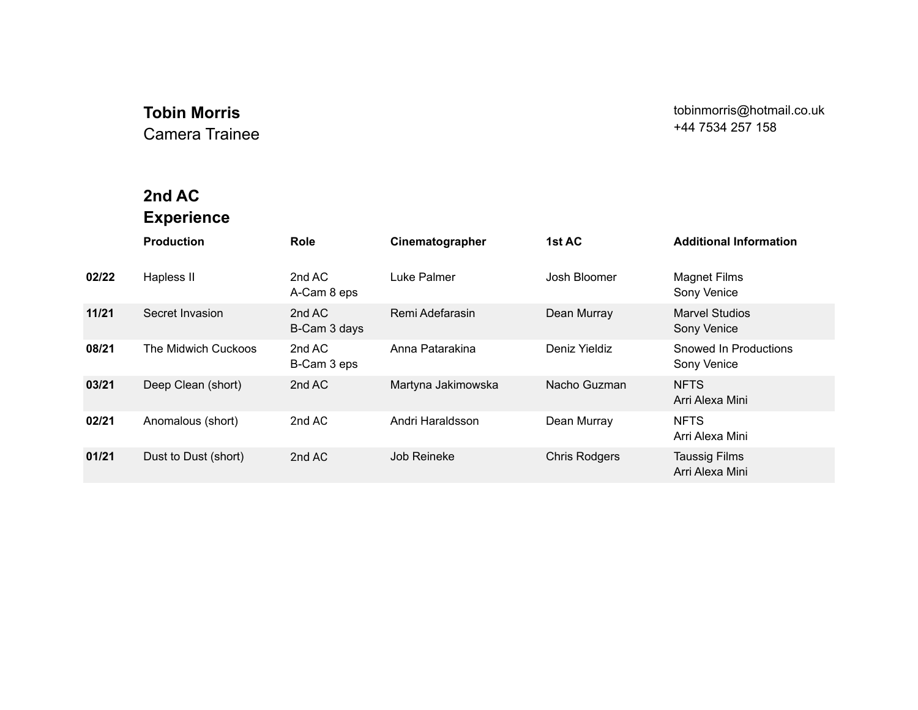# Tobin Morris

Camera Trainee

tobinmorris@hotmail.co.uk
+44 7534 257 158

## 2nd AC Experience

| | Production | Role | Cinematographer | 1st AC | Additional Information |
|---|---|---|---|---|---|
| **02/22** | Hapless II | 2nd AC<br>A-Cam 8 eps | Luke Palmer | Josh Bloomer | Magnet Films<br>Sony Venice |
| **11/21** | Secret Invasion | 2nd AC<br>B-Cam 3 days | Remi Adefarasin | Dean Murray | Marvel Studios<br>Sony Venice |
| **08/21** | The Midwich Cuckoos | 2nd AC<br>B-Cam 3 eps | Anna Patarakina | Deniz Yieldiz | Snowed In Productions<br>Sony Venice |
| **03/21** | Deep Clean (short) | 2nd AC | Martyna Jakimowska | Nacho Guzman | NFTS<br>Arri Alexa Mini |
| **02/21** | Anomalous (short) | 2nd AC | Andri Haraldsson | Dean Murray | NFTS<br>Arri Alexa Mini |
| **01/21** | Dust to Dust (short) | 2nd AC | Job Reineke | Chris Rodgers | Taussig Films<br>Arri Alexa Mini |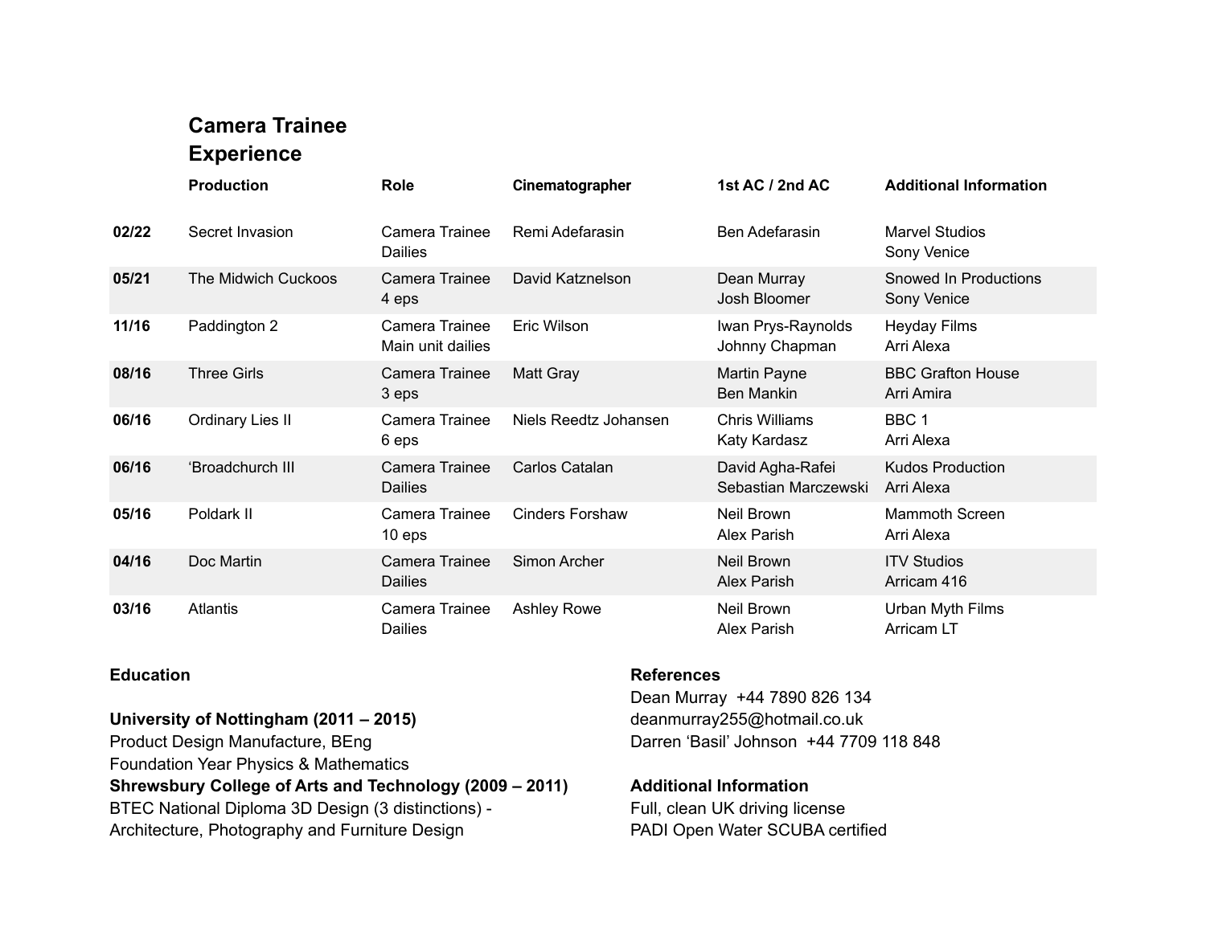## Camera Trainee Experience

| | Production | Role | Cinematographer | 1st AC / 2nd AC | Additional Information |
|---|---|---|---|---|---|
| **02/22** | Secret Invasion | Camera Trainee Dailies | Remi Adefarasin | Ben Adefarasin | Marvel Studios Sony Venice |
| **05/21** | The Midwich Cuckoos | Camera Trainee 4 eps | David Katznelson | Dean Murray Josh Bloomer | Snowed In Productions Sony Venice |
| **11/16** | Paddington 2 | Camera Trainee Main unit dailies | Eric Wilson | Iwan Prys-Raynolds Johnny Chapman | Heyday Films Arri Alexa |
| **08/16** | Three Girls | Camera Trainee 3 eps | Matt Gray | Martin Payne Ben Mankin | BBC Grafton House Arri Amira |
| **06/16** | Ordinary Lies II | Camera Trainee 6 eps | Niels Reedtz Johansen | Chris Williams Katy Kardasz | BBC 1 Arri Alexa |
| **06/16** | 'Broadchurch III | Camera Trainee Dailies | Carlos Catalan | David Agha-Rafei Sebastian Marczewski | Kudos Production Arri Alexa |
| **05/16** | Poldark II | Camera Trainee 10 eps | Cinders Forshaw | Neil Brown Alex Parish | Mammoth Screen Arri Alexa |
| **04/16** | Doc Martin | Camera Trainee Dailies | Simon Archer | Neil Brown Alex Parish | ITV Studios Arricam 416 |
| **03/16** | Atlantis | Camera Trainee Dailies | Ashley Rowe | Neil Brown Alex Parish | Urban Myth Films Arricam LT |

**Education**

**University of Nottingham (2011 – 2015)**
Product Design Manufacture, BEng
Foundation Year Physics & Mathematics
**Shrewsbury College of Arts and Technology (2009 – 2011)**
BTEC National Diploma 3D Design (3 distinctions) - Architecture, Photography and Furniture Design

**References**
Dean Murray +44 7890 826 134
deanmurray255@hotmail.co.uk
Darren 'Basil' Johnson +44 7709 118 848

**Additional Information**
Full, clean UK driving license
PADI Open Water SCUBA certified